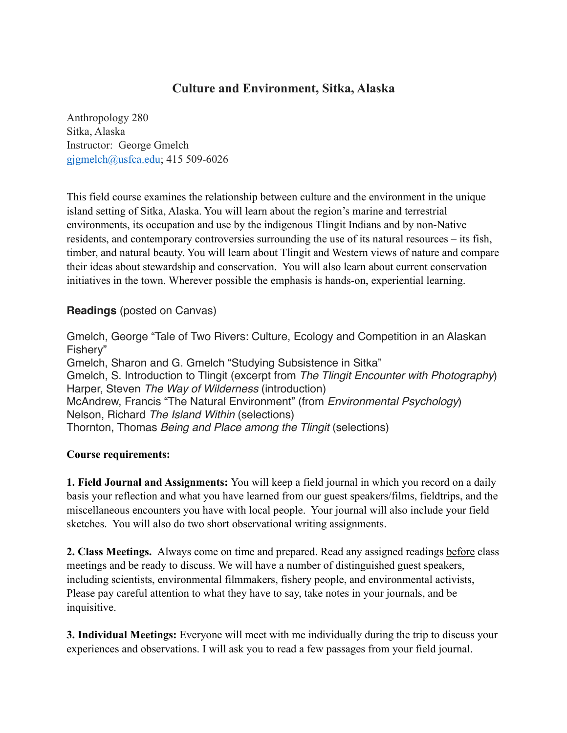# Culture and Environment, Sitka, Alaska

Anthropology 280
Sitka, Alaska
Instructor: George Gmelch
gjgmelch@usfca.edu; 415 509-6026

This field course examines the relationship between culture and the environment in the unique island setting of Sitka, Alaska. You will learn about the region's marine and terrestrial environments, its occupation and use by the indigenous Tlingit Indians and by non-Native residents, and contemporary controversies surrounding the use of its natural resources – its fish, timber, and natural beauty. You will learn about Tlingit and Western views of nature and compare their ideas about stewardship and conservation. You will also learn about current conservation initiatives in the town. Wherever possible the emphasis is hands-on, experiential learning.

**Readings** (posted on Canvas)

Gmelch, George "Tale of Two Rivers: Culture, Ecology and Competition in an Alaskan Fishery"
Gmelch, Sharon and G. Gmelch "Studying Subsistence in Sitka"
Gmelch, S. Introduction to Tlingit (excerpt from *The Tlingit Encounter with Photography*)
Harper, Steven *The Way of Wilderness* (introduction)
McAndrew, Francis "The Natural Environment" (from *Environmental Psychology*)
Nelson, Richard *The Island Within* (selections)
Thornton, Thomas *Being and Place among the Tlingit* (selections)

**Course requirements:**

**1. Field Journal and Assignments:** You will keep a field journal in which you record on a daily basis your reflection and what you have learned from our guest speakers/films, fieldtrips, and the miscellaneous encounters you have with local people. Your journal will also include your field sketches. You will also do two short observational writing assignments.

**2. Class Meetings.** Always come on time and prepared. Read any assigned readings before class meetings and be ready to discuss. We will have a number of distinguished guest speakers, including scientists, environmental filmmakers, fishery people, and environmental activists, Please pay careful attention to what they have to say, take notes in your journals, and be inquisitive.

**3. Individual Meetings:** Everyone will meet with me individually during the trip to discuss your experiences and observations. I will ask you to read a few passages from your field journal.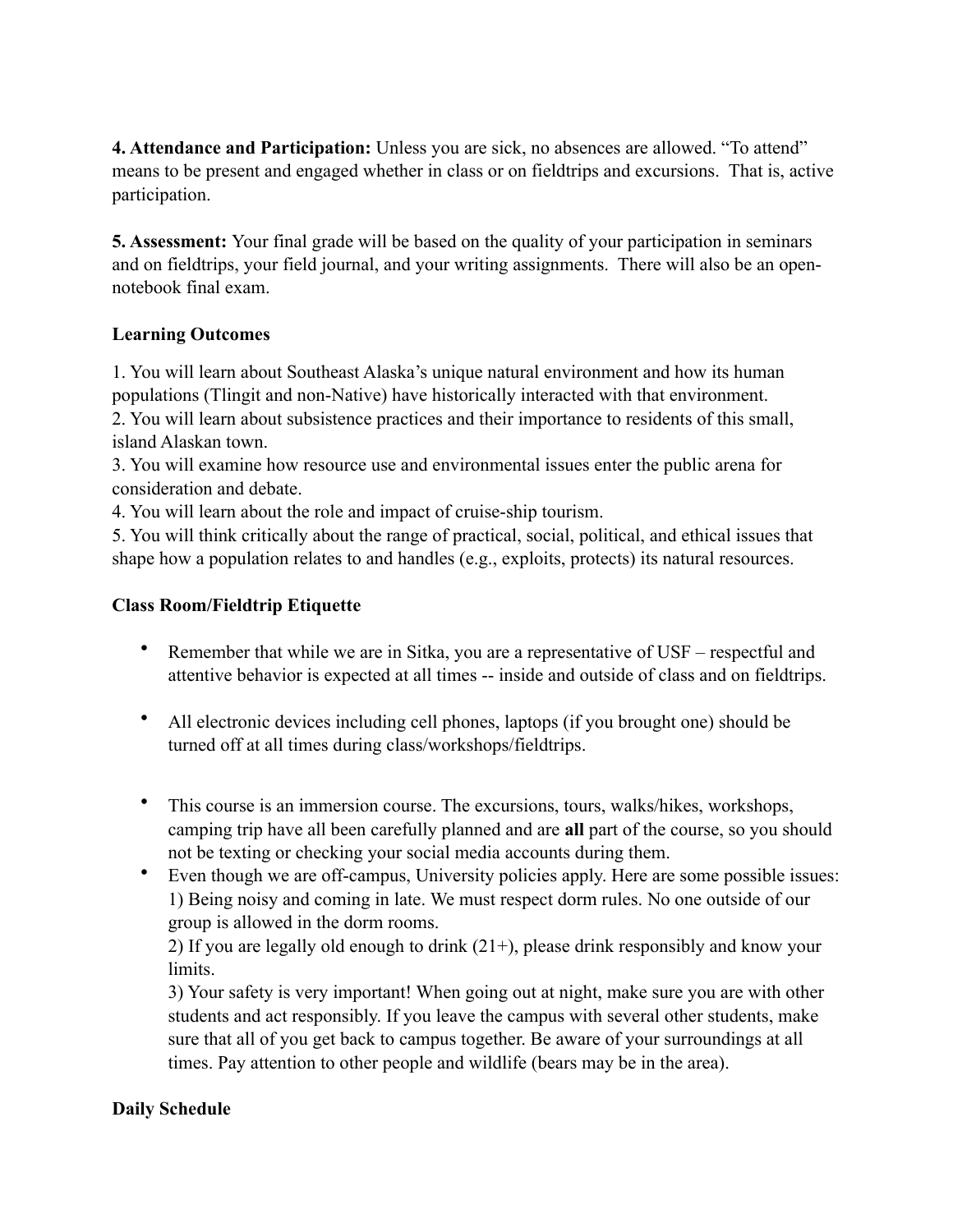**4. Attendance and Participation:** Unless you are sick, no absences are allowed. "To attend" means to be present and engaged whether in class or on fieldtrips and excursions. That is, active participation.

**5. Assessment:** Your final grade will be based on the quality of your participation in seminars and on fieldtrips, your field journal, and your writing assignments. There will also be an open-notebook final exam.

## Learning Outcomes

1. You will learn about Southeast Alaska's unique natural environment and how its human populations (Tlingit and non-Native) have historically interacted with that environment.
2. You will learn about subsistence practices and their importance to residents of this small, island Alaskan town.
3. You will examine how resource use and environmental issues enter the public arena for consideration and debate.
4. You will learn about the role and impact of cruise-ship tourism.
5. You will think critically about the range of practical, social, political, and ethical issues that shape how a population relates to and handles (e.g., exploits, protects) its natural resources.

## Class Room/Fieldtrip Etiquette

- Remember that while we are in Sitka, you are a representative of USF – respectful and attentive behavior is expected at all times -- inside and outside of class and on fieldtrips.

- All electronic devices including cell phones, laptops (if you brought one) should be turned off at all times during class/workshops/fieldtrips.

- This course is an immersion course. The excursions, tours, walks/hikes, workshops, camping trip have all been carefully planned and are **all** part of the course, so you should not be texting or checking your social media accounts during them.
- Even though we are off-campus, University policies apply. Here are some possible issues:
  1) Being noisy and coming in late. We must respect dorm rules. No one outside of our group is allowed in the dorm rooms.
  2) If you are legally old enough to drink (21+), please drink responsibly and know your limits.
  3) Your safety is very important! When going out at night, make sure you are with other students and act responsibly. If you leave the campus with several other students, make sure that all of you get back to campus together. Be aware of your surroundings at all times. Pay attention to other people and wildlife (bears may be in the area).

## Daily Schedule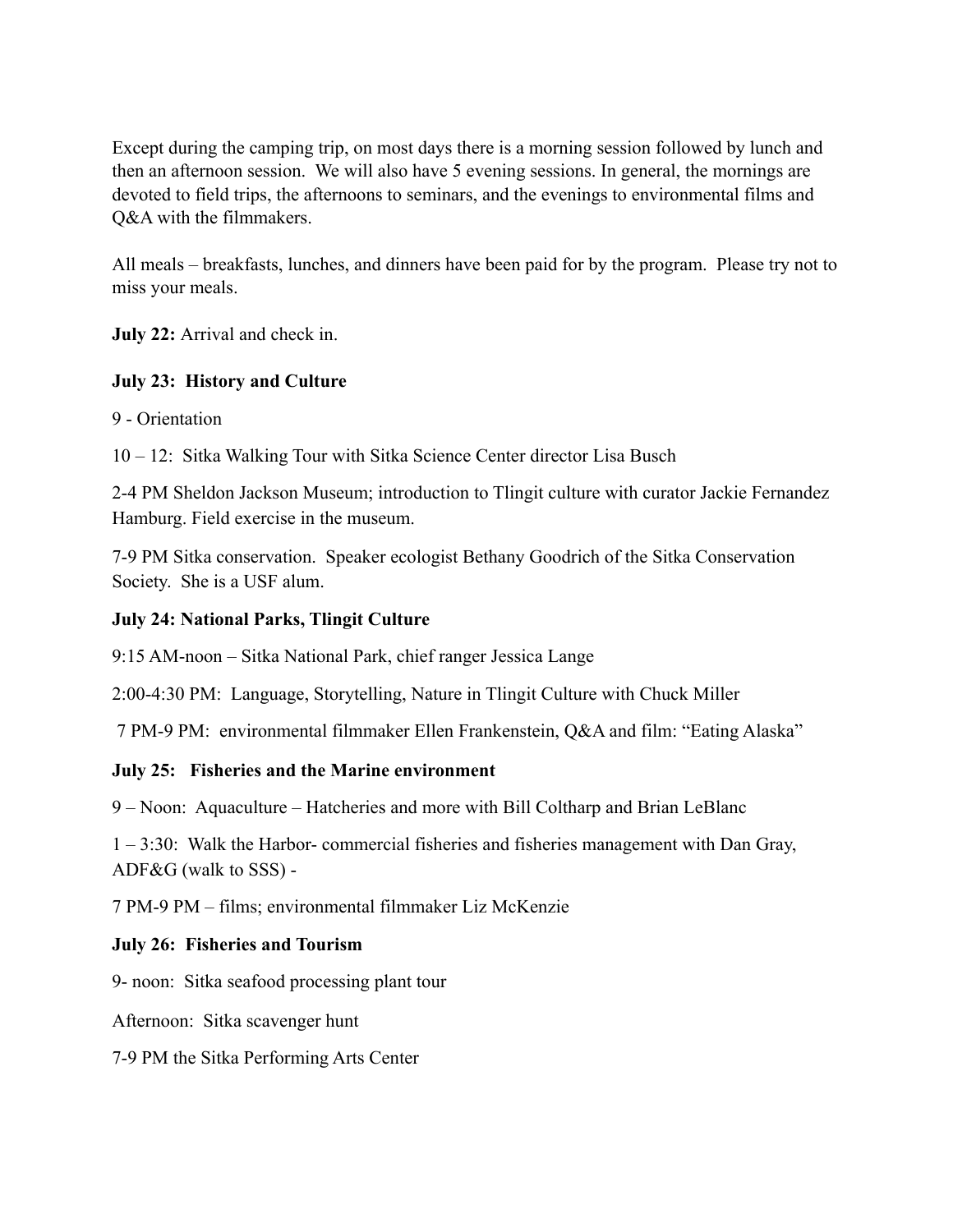Except during the camping trip, on most days there is a morning session followed by lunch and then an afternoon session. We will also have 5 evening sessions. In general, the mornings are devoted to field trips, the afternoons to seminars, and the evenings to environmental films and Q&A with the filmmakers.

All meals – breakfasts, lunches, and dinners have been paid for by the program. Please try not to miss your meals.

**July 22:** Arrival and check in.

**July 23: History and Culture**

9 - Orientation

10 – 12: Sitka Walking Tour with Sitka Science Center director Lisa Busch

2-4 PM Sheldon Jackson Museum; introduction to Tlingit culture with curator Jackie Fernandez Hamburg. Field exercise in the museum.

7-9 PM Sitka conservation. Speaker ecologist Bethany Goodrich of the Sitka Conservation Society. She is a USF alum.

**July 24: National Parks, Tlingit Culture**

9:15 AM-noon – Sitka National Park, chief ranger Jessica Lange

2:00-4:30 PM: Language, Storytelling, Nature in Tlingit Culture with Chuck Miller

7 PM-9 PM: environmental filmmaker Ellen Frankenstein, Q&A and film: "Eating Alaska"

**July 25: Fisheries and the Marine environment**

9 – Noon: Aquaculture – Hatcheries and more with Bill Coltharp and Brian LeBlanc

1 – 3:30: Walk the Harbor- commercial fisheries and fisheries management with Dan Gray, ADF&G (walk to SSS) -

7 PM-9 PM – films; environmental filmmaker Liz McKenzie

**July 26: Fisheries and Tourism**

9- noon: Sitka seafood processing plant tour

Afternoon: Sitka scavenger hunt

7-9 PM the Sitka Performing Arts Center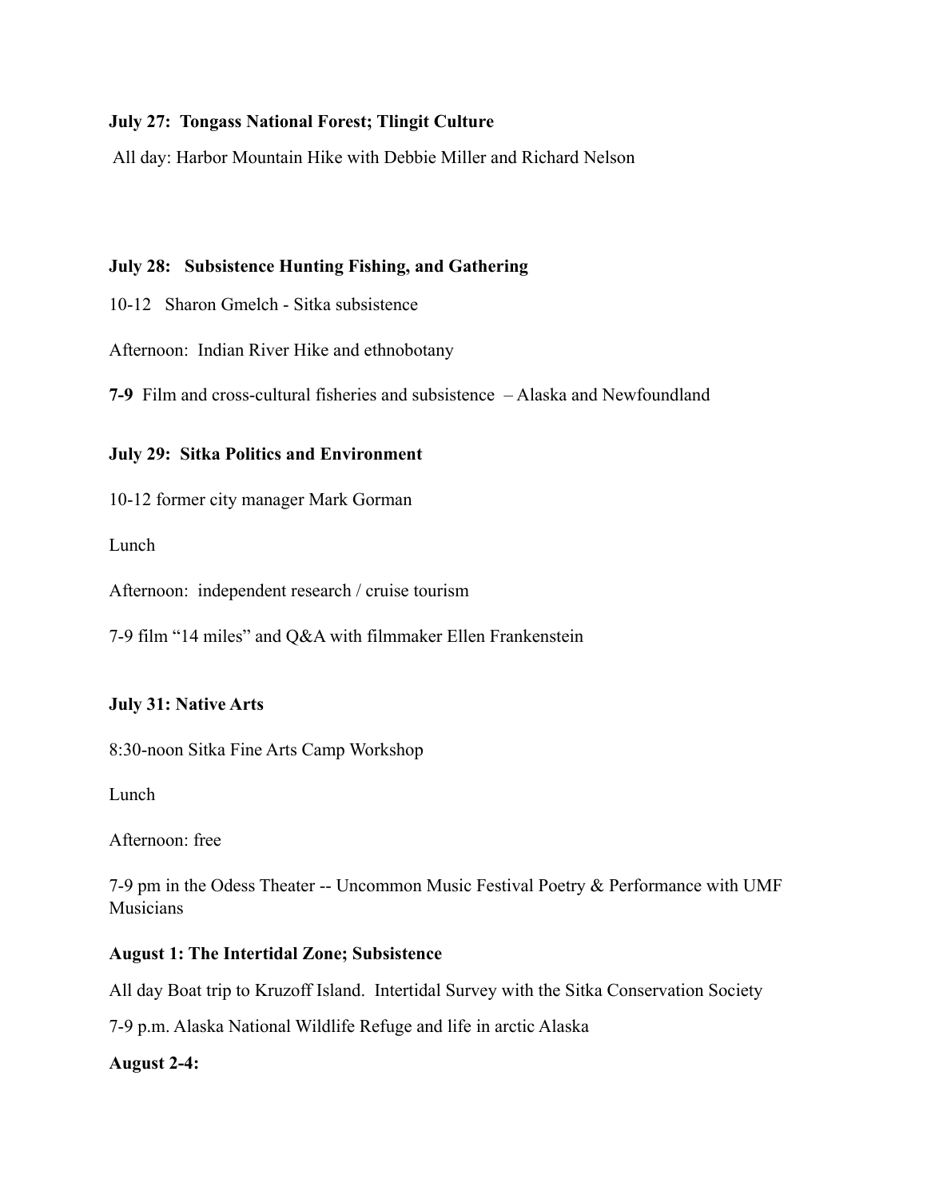**July 27: Tongass National Forest; Tlingit Culture**

All day: Harbor Mountain Hike with Debbie Miller and Richard Nelson

**July 28: Subsistence Hunting Fishing, and Gathering**

10-12 Sharon Gmelch - Sitka subsistence

Afternoon: Indian River Hike and ethnobotany

**7-9** Film and cross-cultural fisheries and subsistence – Alaska and Newfoundland

**July 29: Sitka Politics and Environment**

10-12 former city manager Mark Gorman

Lunch

Afternoon: independent research / cruise tourism

7-9 film "14 miles" and Q&A with filmmaker Ellen Frankenstein

**July 31: Native Arts**

8:30-noon Sitka Fine Arts Camp Workshop

Lunch

Afternoon: free

7-9 pm in the Odess Theater -- Uncommon Music Festival Poetry & Performance with UMF Musicians

**August 1: The Intertidal Zone; Subsistence**

All day Boat trip to Kruzoff Island. Intertidal Survey with the Sitka Conservation Society

7-9 p.m. Alaska National Wildlife Refuge and life in arctic Alaska

**August 2-4:**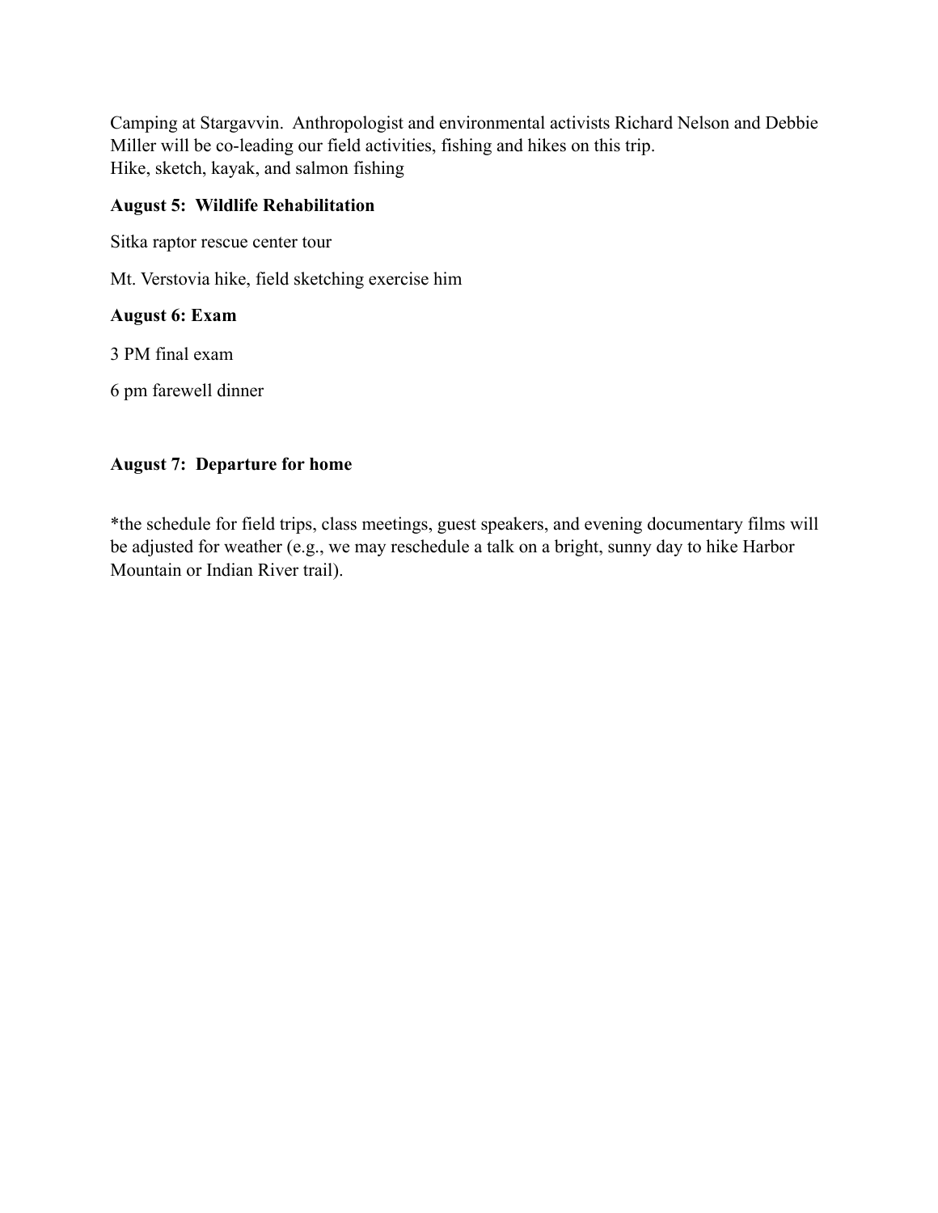Camping at Stargavvin. Anthropologist and environmental activists Richard Nelson and Debbie Miller will be co-leading our field activities, fishing and hikes on this trip.
Hike, sketch, kayak, and salmon fishing

**August 5: Wildlife Rehabilitation**

Sitka raptor rescue center tour

Mt. Verstovia hike, field sketching exercise him

**August 6: Exam**

3 PM final exam

6 pm farewell dinner

**August 7: Departure for home**

*the schedule for field trips, class meetings, guest speakers, and evening documentary films will be adjusted for weather (e.g., we may reschedule a talk on a bright, sunny day to hike Harbor Mountain or Indian River trail).